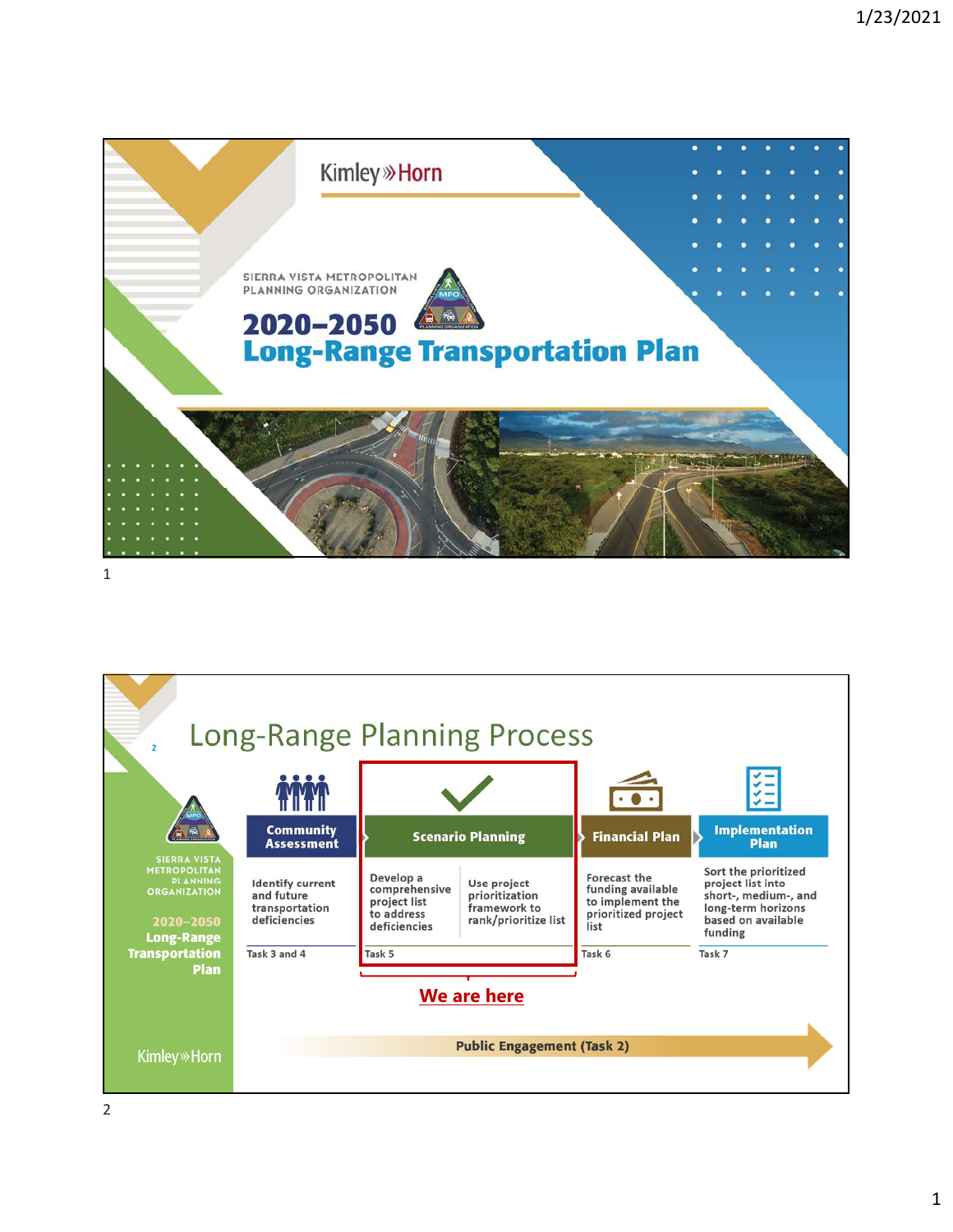Kimley»Horn

SIERRA VISTA METROPOLITAN PLANNING ORGANIZATION

# 2020–2050 Long-Range Transportation Plan

## Long-Range Planning Process

SIERRA VISTA METROPOLITAN PLANNING ORGANIZATION

2020–2050 Long-Range Transportation Plan

| Community Assessment | Scenario Planning | | Financial Plan | Implementation Plan |
|---|---|---|---|---|
| Identify current and future transportation deficiencies | Develop a comprehensive project list to address deficiencies | Use project prioritization framework to rank/prioritize list | Forecast the funding available to implement the prioritized project list | Sort the prioritized project list into short-, medium-, and long-term horizons based on available funding |
| Task 3 and 4 | Task 5 | | Task 6 | Task 7 |

**We are here** (Scenario Planning)

**Public Engagement (Task 2)**

Kimley»Horn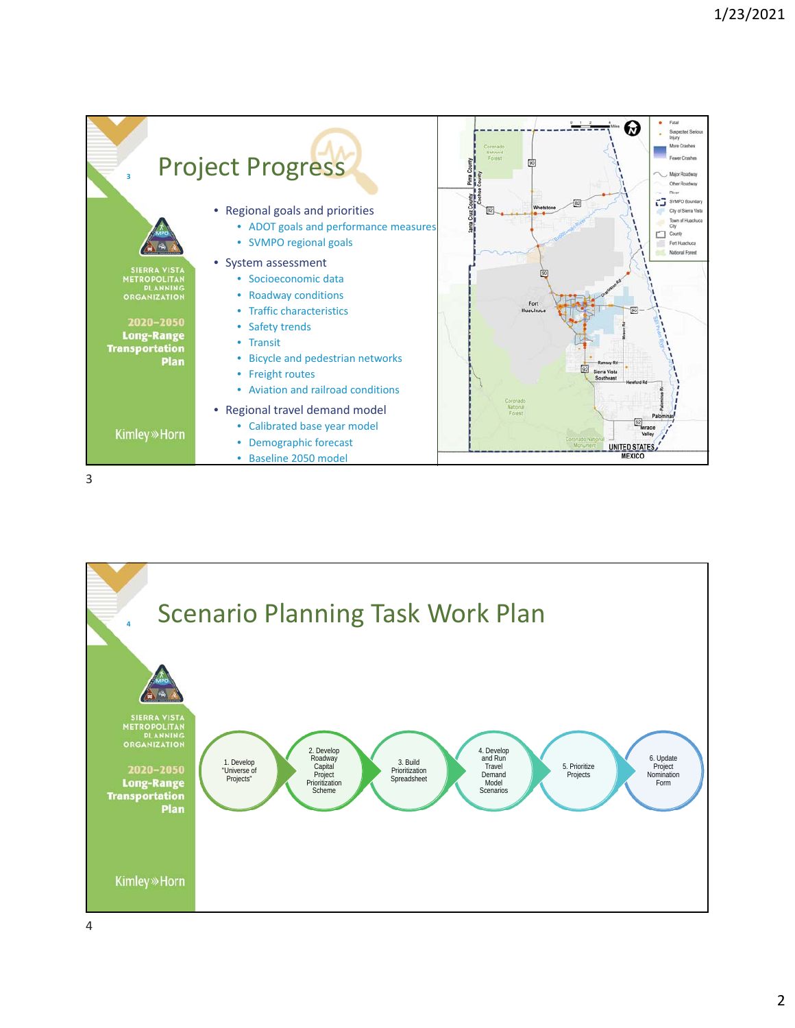## Project Progress

- Regional goals and priorities
  - ADOT goals and performance measures
  - SVMPO regional goals
- System assessment
  - Socioeconomic data
  - Roadway conditions
  - Traffic characteristics
  - Safety trends
  - Transit
  - Bicycle and pedestrian networks
  - Freight routes
  - Aviation and railroad conditions
- Regional travel demand model
  - Calibrated base year model
  - Demographic forecast
  - Baseline 2050 model

## Scenario Planning Task Work Plan

1. Develop "Universe of Projects"
2. Develop Roadway Capital Project Prioritization Scheme
3. Build Prioritization Spreadsheet
4. Develop and Run Travel Demand Model Scenarios
5. Prioritize Projects
6. Update Project Nomination Form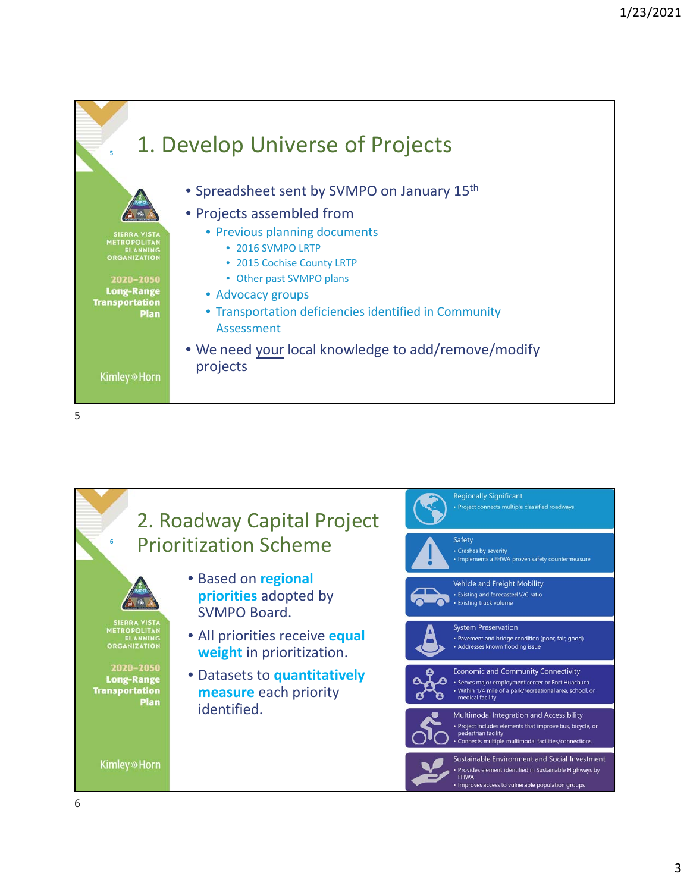# 1. Develop Universe of Projects

- Spreadsheet sent by SVMPO on January 15th
- Projects assembled from
  - Previous planning documents
    - 2016 SVMPO LRTP
    - 2015 Cochise County LRTP
    - Other past SVMPO plans
  - Advocacy groups
  - Transportation deficiencies identified in Community Assessment
- We need your local knowledge to add/remove/modify projects

SIERRA VISTA METROPOLITAN PLANNING ORGANIZATION

2020–2050 Long-Range Transportation Plan

Kimley»Horn

# 2. Roadway Capital Project Prioritization Scheme

- Based on **regional priorities** adopted by SVMPO Board.
- All priorities receive **equal weight** in prioritization.
- Datasets to **quantitatively measure** each priority identified.

**Regionally Significant**
- Project connects multiple classified roadways

**Safety**
- Crashes by severity
- Implements a FHWA proven safety countermeasure

**Vehicle and Freight Mobility**
- Existing and forecasted V/C ratio
- Existing truck volume

**System Preservation**
- Pavement and bridge condition (poor, fair, good)
- Addresses known flooding issue

**Economic and Community Connectivity**
- Serves major employment center or Fort Huachuca
- Within 1/4 mile of a park/recreational area, school, or medical facility

**Multimodal Integration and Accessibility**
- Project includes elements that improve bus, bicycle, or pedestrian facility
- Connects multiple multimodal facilities/connections

**Sustainable Environment and Social Investment**
- Provides element identified in Sustainable Highways by FHWA
- Improves access to vulnerable population groups

SIERRA VISTA METROPOLITAN PLANNING ORGANIZATION

2020–2050 Long-Range Transportation Plan

Kimley»Horn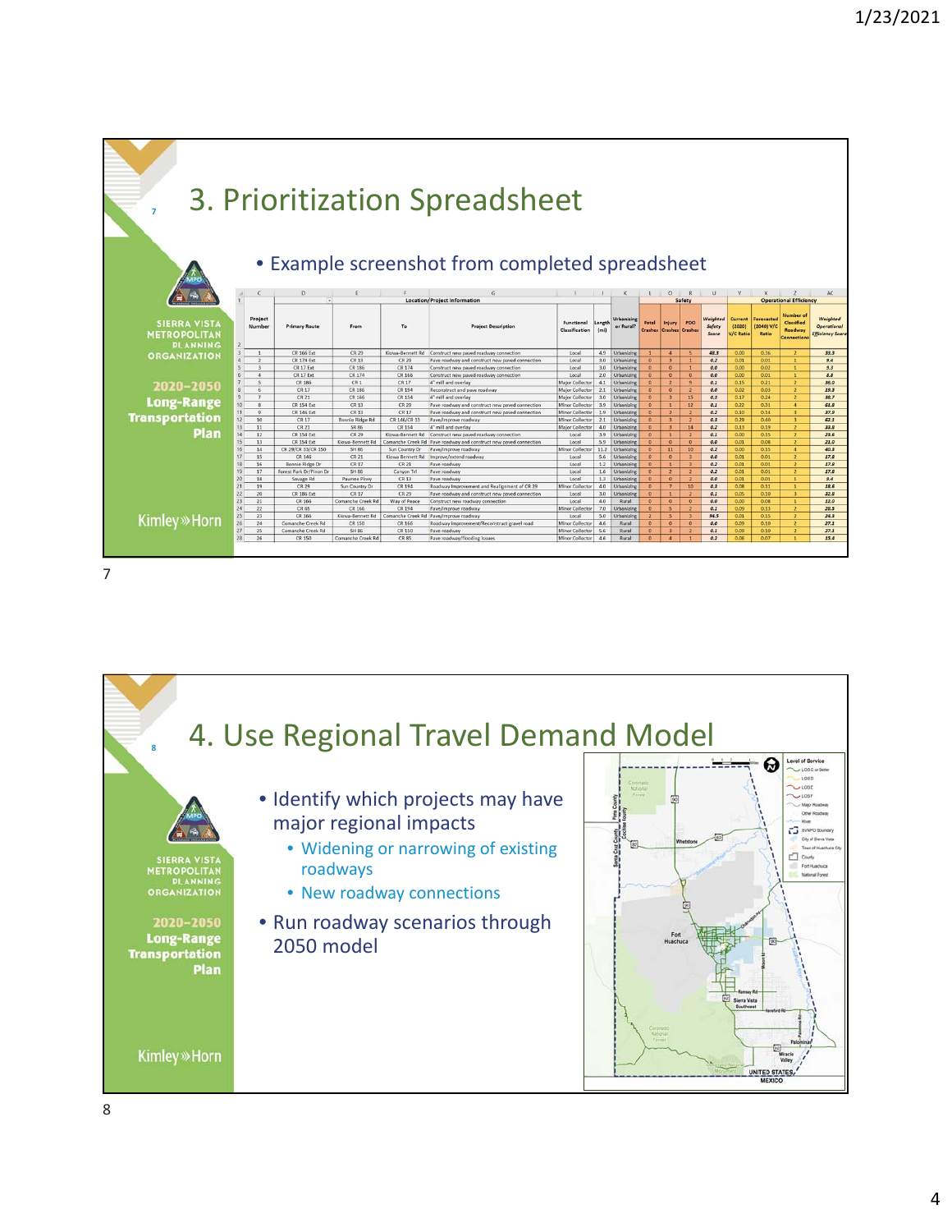## 3. Prioritization Spreadsheet

- Example screenshot from completed spreadsheet

| Project Number | Primary Route | From | To | Project Description | Functional Classification | Length (mi) | Urbanizing or Rural? | Fatal Crashes | Injury Crashes | PDO Crashes | Weighted Safety Score | Current (2020) V/C Ratio | Forecasted (2040) V/C Ratio | Number of Classified Roadway Connections | Weighted Operational Efficiency Score |
|---|---|---|---|---|---|---|---|---|---|---|---|---|---|---|---|
| 1 | CR 166 Ext | CR 29 | Kiowa-Bennett Rd | Construct new paved roadway connection | Local | 4.9 | Urbanizing | 1 | 4 | 5 | 48.3 | 0.00 | 0.36 | 2 | 33.3 |
| 2 | CR 174 Ext | CR 13 | CR 29 | Pave roadway and construct new paved connection | Local | 3.0 | Urbanizing | 0 | 3 | 1 | 0.2 | 0.01 | 0.01 | 1 | 9.4 |
| 3 | CR 17 Ext | CR 186 | CR 174 | Construct new paved roadway connection | Local | 3.0 | Urbanizing | 0 | 0 | 1 | 0.0 | 0.00 | 0.02 | 1 | 9.3 |
| 4 | CR 17 Ext | CR 174 | CR 166 | Construct new paved roadway connection | Local | 2.0 | Urbanizing | 0 | 0 | 0 | 0.0 | 0.00 | 0.01 | 1 | 8.8 |
| 5 | CR 186 | CR 1 | CR 17 | 4" mill and overlay | Major Collector | 4.1 | Urbanizing | 0 | 2 | 9 | 0.1 | 0.15 | 0.21 | 2 | 36.0 |
| 6 | CR 17 | CR 186 | CR 194 | Reconstruct and pave roadway | Major Collector | 2.1 | Urbanizing | 0 | 0 | 2 | 0.0 | 0.02 | 0.03 | 2 | 19.3 |
| 7 | CR 21 | CR 166 | CR 154 | 4" mill and overlay | Major Collector | 3.0 | Urbanizing | 0 | 3 | 15 | 0.3 | 0.17 | 0.24 | 2 | 38.7 |
| 8 | CR 154 Ext | CR 13 | CR 29 | Pave roadway and construct new paved connection | Minor Collector | 3.9 | Urbanizing | 0 | 1 | 12 | 0.1 | 0.22 | 0.31 | 4 | 61.8 |
| 9 | CR 146 Ext | CR 13 | CR 17 | Pave roadway and construct new paved connection | Minor Collector | 1.9 | Urbanizing | 0 | 2 | 2 | 0.2 | 0.10 | 0.14 | 3 | 37.9 |
| 10 | CR 17 | Bonnie Ridge Rd | CR 146/CR 13 | Pave/improve roadway | Minor Collector | 2.1 | Urbanizing | 0 | 3 | 2 | 0.3 | 0.29 | 0.40 | 3 | 62.1 |
| 11 | CR 21 | SR 86 | CR 154 | 4" mill and overlay | Major Collector | 4.0 | Urbanizing | 0 | 3 | 14 | 0.2 | 0.13 | 0.19 | 2 | 33.8 |
| 12 | CR 154 Ext | CR 29 | Kiowa-Bennett Rd | Construct new paved roadway connection | Local | 3.9 | Urbanizing | 0 | 1 | 2 | 0.1 | 0.00 | 0.15 | 2 | 23.6 |
| 13 | CR 154 Ext | Kiowa-Bennett Rd | Comanche Creek Rd | Pave roadway and construct new paved connection | Local | 5.9 | Urbanizing | 0 | 0 | 0 | 0.0 | 0.01 | 0.08 | 2 | 21.0 |
| 14 | CR 29/CR 33/CR 150 | SH 86 | Sun Country Dr | Pave/improve roadway | Minor Collector | 11.2 | Urbanizing | 0 | 11 | 10 | 0.2 | 0.00 | 0.15 | 4 | 40.9 |
| 15 | CR 146 | CR 21 | Kiowa Bennett Rd | Improve/extend roadway | Local | 5.6 | Urbanizing | 0 | 0 | 3 | 0.0 | 0.01 | 0.01 | 2 | 17.8 |
| 16 | Bonnie Ridge Dr | CR 17 | CR 21 | Pave roadway | Local | 1.2 | Urbanizing | 0 | 1 | 3 | 0.2 | 0.01 | 0.01 | 2 | 17.9 |
| 17 | Forest Park Dr/Pinon Dr | SH 86 | Canyon Trl | Pave roadway | Local | 1.6 | Urbanizing | 0 | 2 | 2 | 0.2 | 0.01 | 0.01 | 2 | 17.8 |
| 18 | Savage Rd | Pawnee Pkwy | CR 13 | Pave roadway | Local | 1.3 | Urbanizing | 0 | 0 | 2 | 0.0 | 0.01 | 0.01 | 1 | 9.4 |
| 19 | CR 29 | Sun Country Dr | CR 194 | Roadway Improvement and Realignment of CR 29 | Minor Collector | 4.0 | Urbanizing | 0 | 7 | 10 | 0.3 | 0.08 | 0.11 | 1 | 18.6 |
| 20 | CR 186 Ext | CR 17 | CR 29 | Pave roadway and construct new paved connection | Local | 3.0 | Urbanizing | 0 | 1 | 2 | 0.1 | 0.05 | 0.19 | 3 | 32.8 |
| 21 | CR 166 | Comanche Creek Rd | Way of Peace | Construct new roadway connection | Local | 4.0 | Rural | 0 | 0 | 0 | 0.0 | 0.00 | 0.08 | 2 | 12.0 |
| 22 | CR 65 | CR 166 | CR 194 | Pave/improve roadway | Minor Collector | 7.0 | Urbanizing | 0 | 5 | 2 | 0.1 | 0.09 | 0.13 | 2 | 28.5 |
| 23 | CR 166 | Kiowa-Bennett Rd | Comanche Creek Rd | Pave/improve roadway | Local | 5.0 | Urbanizing | 2 | 5 | 3 | 94.5 | 0.03 | 0.15 | 2 | 26.3 |
| 24 | Comanche Creek Rd | CR 150 | CR 166 | Roadway Improvement/Reconstruct gravel road | Minor Collector | 4.6 | Rural | 0 | 0 | 0 | 0.0 | 0.09 | 0.10 | 2 | 27.1 |
| 25 | Comanche Creek Rd | SH 86 | CR 150 | Pave roadway | Minor Collector | 5.6 | Rural | 0 | 3 | 2 | 0.1 | 0.09 | 0.10 | 2 | 27.1 |
| 26 | CR 150 | Comanche Creek Rd | CR 85 | Pave roadway/flooding issues | Minor Collector | 4.6 | Rural | 0 | 4 | 1 | 0.2 | 0.06 | 0.07 | 1 | 15.4 |

## 4. Use Regional Travel Demand Model

- Identify which projects may have major regional impacts
  - Widening or narrowing of existing roadways
  - New roadway connections
- Run roadway scenarios through 2050 model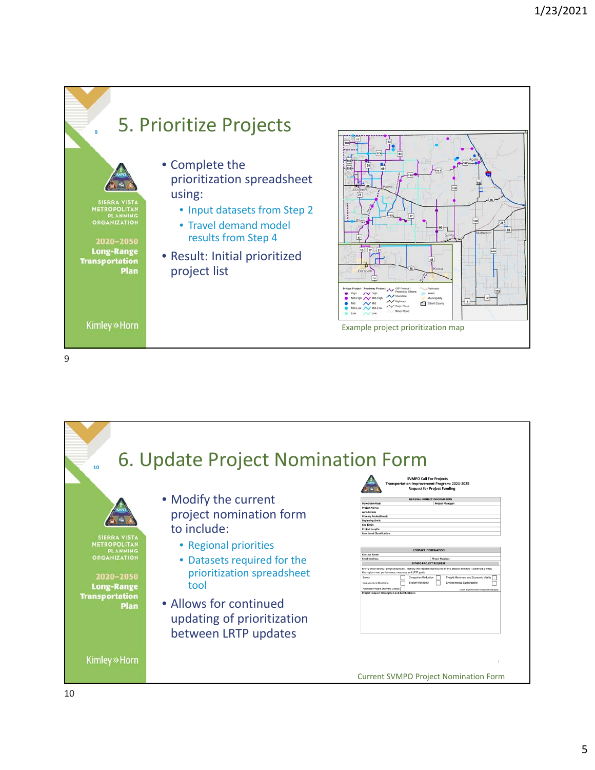## 5. Prioritize Projects

- Complete the prioritization spreadsheet using:
  - Input datasets from Step 2
  - Travel demand model results from Step 4
- Result: Initial prioritized project list

Example project prioritization map

## 6. Update Project Nomination Form

- Modify the current project nomination form to include:
  - Regional priorities
  - Datasets required for the prioritization spreadsheet tool
- Allows for continued updating of prioritization between LRTP updates

Current SVMPO Project Nomination Form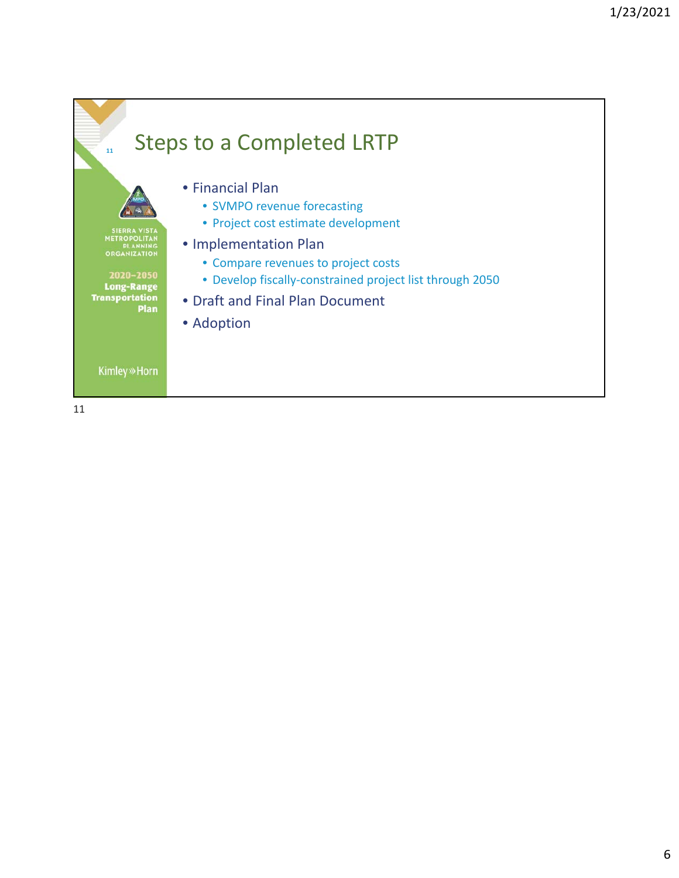## Steps to a Completed LRTP

- Financial Plan
  - SVMPO revenue forecasting
  - Project cost estimate development
- Implementation Plan
  - Compare revenues to project costs
  - Develop fiscally-constrained project list through 2050
- Draft and Final Plan Document
- Adoption

SIERRA VISTA METROPOLITAN PLANNING ORGANIZATION

2020–2050 Long-Range Transportation Plan

Kimley»Horn